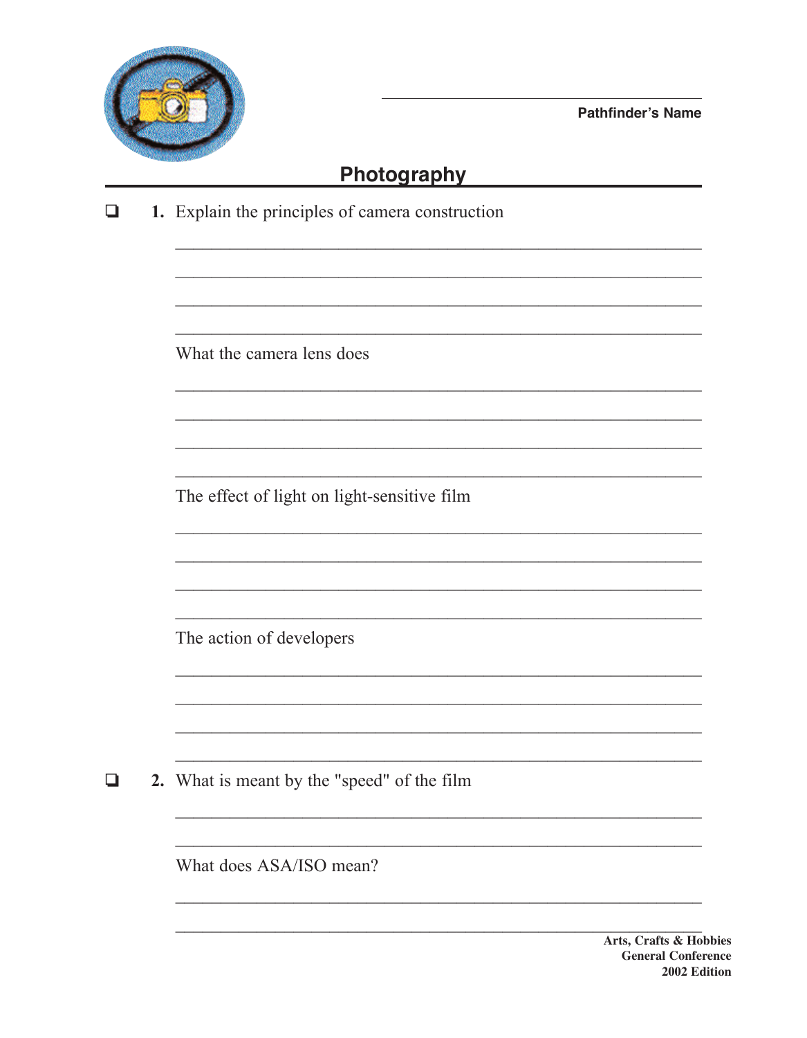Pathfinder's Name

## Photography

- [ ] **1.** Explain the principles of camera construction

 What the camera lens does

 The effect of light on light-sensitive film

 The action of developers

- [ ] **2.** What is meant by the "speed" of the film

 What does ASA/ISO mean?

**Arts, Crafts & Hobbies**
**General Conference**
**2002 Edition**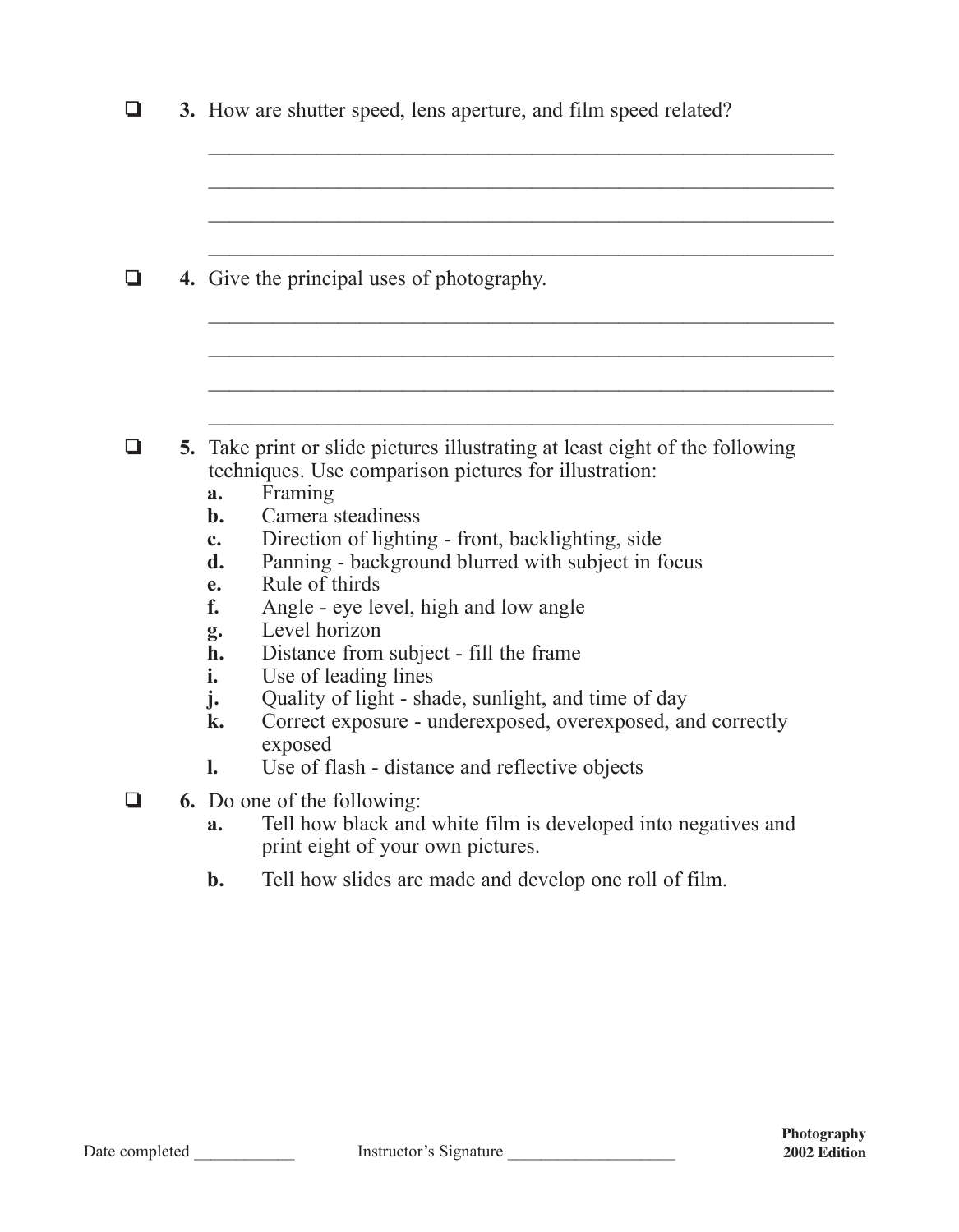- [ ] **3.** How are shutter speed, lens aperture, and film speed related?

  ___________________________________________________________

  ___________________________________________________________

  ___________________________________________________________

  ___________________________________________________________

- [ ] **4.** Give the principal uses of photography.

  ___________________________________________________________

  ___________________________________________________________

  ___________________________________________________________

  ___________________________________________________________

- [ ] **5.** Take print or slide pictures illustrating at least eight of the following techniques. Use comparison pictures for illustration:
  - **a.** Framing
  - **b.** Camera steadiness
  - **c.** Direction of lighting - front, backlighting, side
  - **d.** Panning - background blurred with subject in focus
  - **e.** Rule of thirds
  - **f.** Angle - eye level, high and low angle
  - **g.** Level horizon
  - **h.** Distance from subject - fill the frame
  - **i.** Use of leading lines
  - **j.** Quality of light - shade, sunlight, and time of day
  - **k.** Correct exposure - underexposed, overexposed, and correctly exposed
  - **l.** Use of flash - distance and reflective objects

- [ ] **6.** Do one of the following:
  - **a.** Tell how black and white film is developed into negatives and print eight of your own pictures.
  - **b.** Tell how slides are made and develop one roll of film.

Date completed ____________ Instructor's Signature ____________________